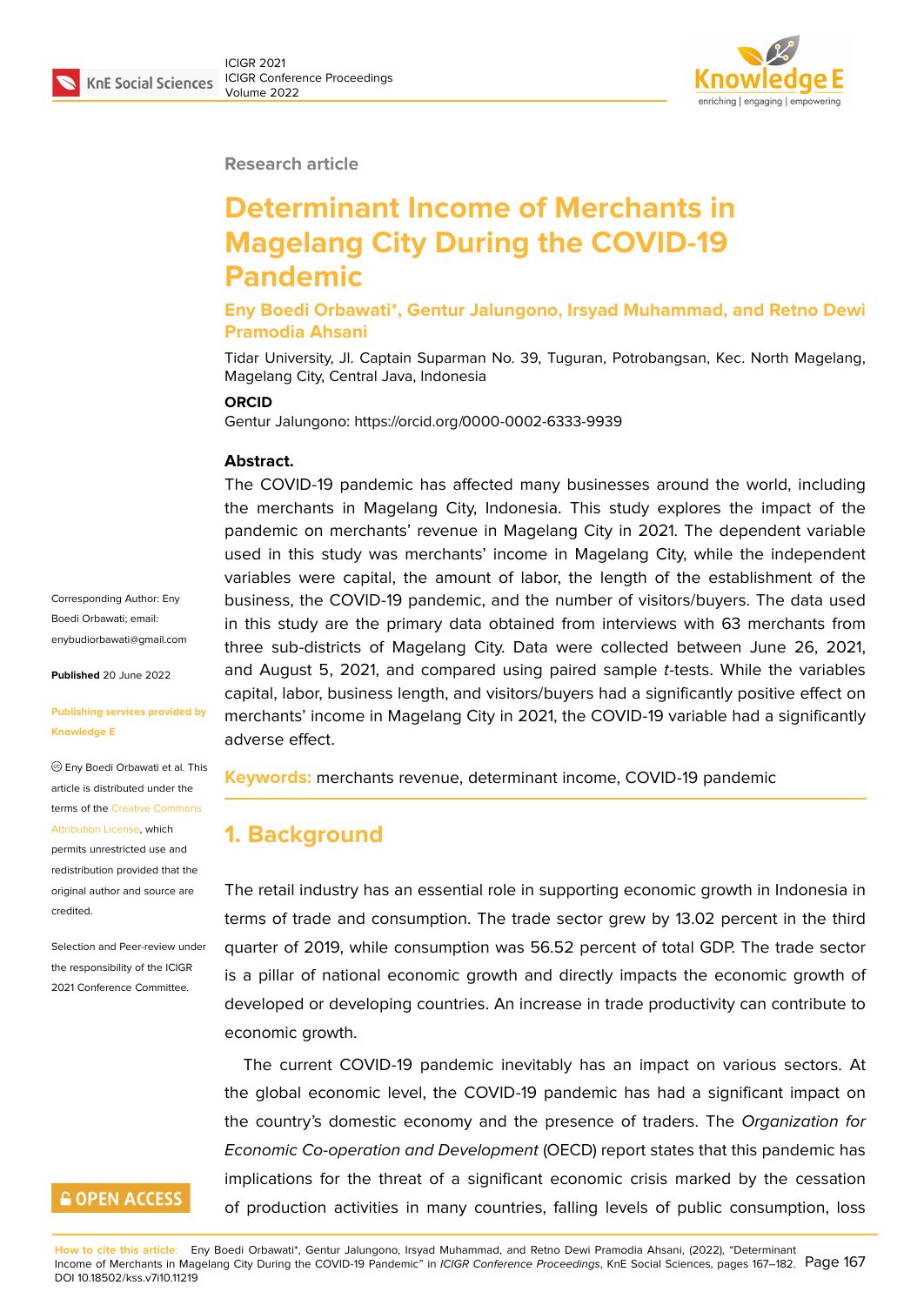Research article

# Determinant Income of Merchants in Magelang City During the COVID-19 Pandemic

**Eny Boedi Orbawati*, Gentur Jalungono, Irsyad Muhammad, and Retno Dewi Pramodia Ahsani**

Tidar University, Jl. Captain Suparman No. 39, Tuguran, Potrobangsan, Kec. North Magelang, Magelang City, Central Java, Indonesia

**ORCID**

Gentur Jalungono: https://orcid.org/0000-0002-6333-9939

Corresponding Author: Eny Boedi Orbawati; email: enybudiorbawati@gmail.com

**Published** 20 June 2022

**Publishing services provided by Knowledge E**

© Eny Boedi Orbawati et al. This article is distributed under the terms of the Creative Commons Attribution License, which permits unrestricted use and redistribution provided that the original author and source are credited.

Selection and Peer-review under the responsibility of the ICIGR 2021 Conference Committee.

**Abstract.**

The COVID-19 pandemic has affected many businesses around the world, including the merchants in Magelang City, Indonesia. This study explores the impact of the pandemic on merchants' revenue in Magelang City in 2021. The dependent variable used in this study was merchants' income in Magelang City, while the independent variables were capital, the amount of labor, the length of the establishment of the business, the COVID-19 pandemic, and the number of visitors/buyers. The data used in this study are the primary data obtained from interviews with 63 merchants from three sub-districts of Magelang City. Data were collected between June 26, 2021, and August 5, 2021, and compared using paired sample *t*-tests. While the variables capital, labor, business length, and visitors/buyers had a significantly positive effect on merchants' income in Magelang City in 2021, the COVID-19 variable had a significantly adverse effect.

**Keywords:** merchants revenue, determinant income, COVID-19 pandemic

## 1. Background

The retail industry has an essential role in supporting economic growth in Indonesia in terms of trade and consumption. The trade sector grew by 13.02 percent in the third quarter of 2019, while consumption was 56.52 percent of total GDP. The trade sector is a pillar of national economic growth and directly impacts the economic growth of developed or developing countries. An increase in trade productivity can contribute to economic growth.

The current COVID-19 pandemic inevitably has an impact on various sectors. At the global economic level, the COVID-19 pandemic has had a significant impact on the country's domestic economy and the presence of traders. The *Organization for Economic Co-operation and Development* (OECD) report states that this pandemic has implications for the threat of a significant economic crisis marked by the cessation of production activities in many countries, falling levels of public consumption, loss

**How to cite this article**: Eny Boedi Orbawati*, Gentur Jalungono, Irsyad Muhammad, and Retno Dewi Pramodia Ahsani, (2022), "Determinant Income of Merchants in Magelang City During the COVID-19 Pandemic" in *ICIGR Conference Proceedings*, KnE Social Sciences, pages 167–182. DOI 10.18502/kss.v7i10.11219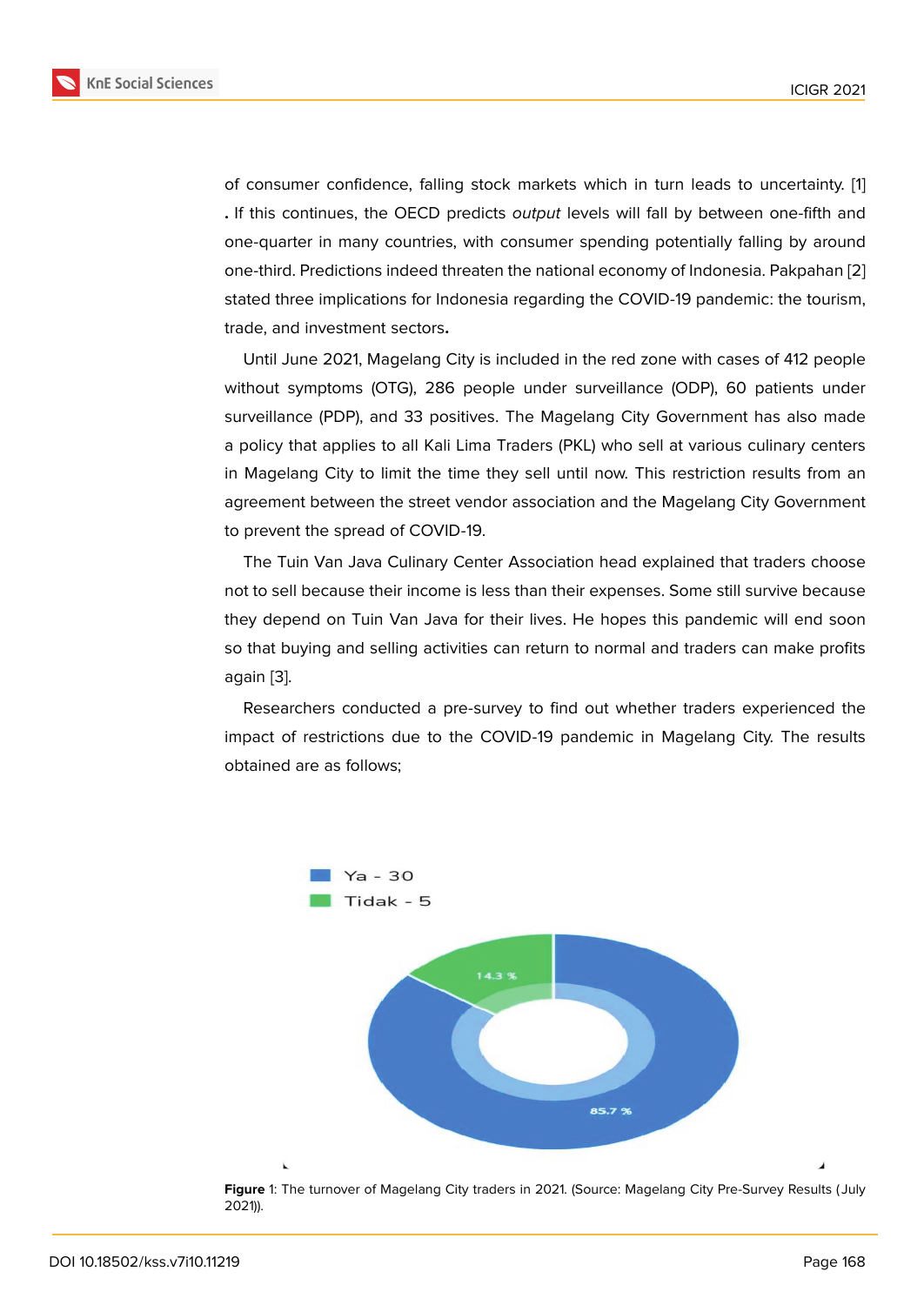of consumer confidence, falling stock markets which in turn leads to uncertainty. [1] . If this continues, the OECD predicts *output* levels will fall by between one-fifth and one-quarter in many countries, with consumer spending potentially falling by around one-third. Predictions indeed threaten the national economy of Indonesia. Pakpahan [2] stated three implications for Indonesia regarding the COVID-19 pandemic: the tourism, trade, and investment sectors.

Until June 2021, Magelang City is included in the red zone with cases of 412 people without symptoms (OTG), 286 people under surveillance (ODP), 60 patients under surveillance (PDP), and 33 positives. The Magelang City Government has also made a policy that applies to all Kali Lima Traders (PKL) who sell at various culinary centers in Magelang City to limit the time they sell until now. This restriction results from an agreement between the street vendor association and the Magelang City Government to prevent the spread of COVID-19.

The Tuin Van Java Culinary Center Association head explained that traders choose not to sell because their income is less than their expenses. Some still survive because they depend on Tuin Van Java for their lives. He hopes this pandemic will end soon so that buying and selling activities can return to normal and traders can make profits again [3].

Researchers conducted a pre-survey to find out whether traders experienced the impact of restrictions due to the COVID-19 pandemic in Magelang City. The results obtained are as follows;

Ya - 30
Tidak - 5

14.3 %
85.7 %

**Figure** 1: The turnover of Magelang City traders in 2021. (Source: Magelang City Pre-Survey Results (July 2021)).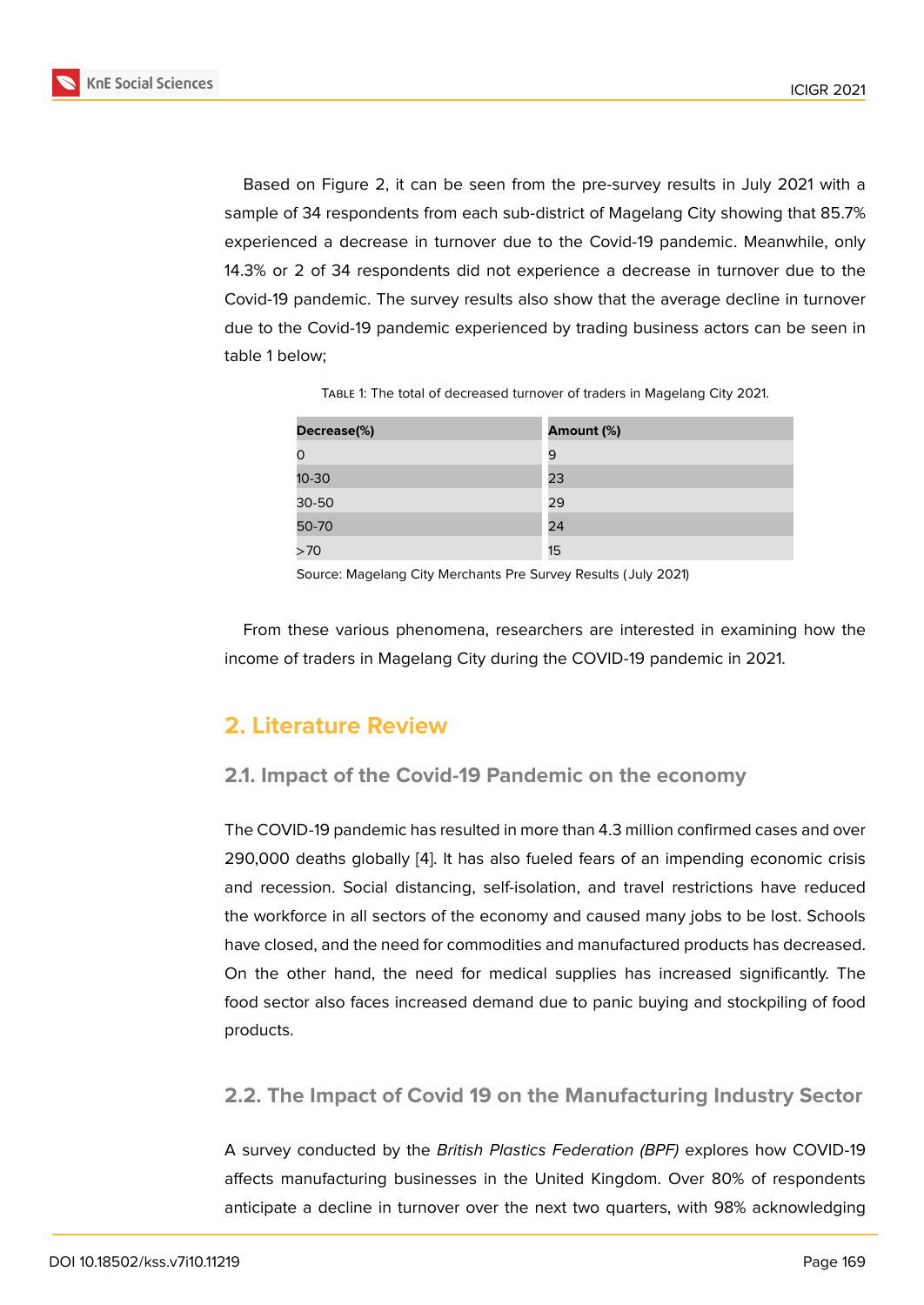Based on Figure 2, it can be seen from the pre-survey results in July 2021 with a sample of 34 respondents from each sub-district of Magelang City showing that 85.7% experienced a decrease in turnover due to the Covid-19 pandemic. Meanwhile, only 14.3% or 2 of 34 respondents did not experience a decrease in turnover due to the Covid-19 pandemic. The survey results also show that the average decline in turnover due to the Covid-19 pandemic experienced by trading business actors can be seen in table 1 below;

Table 1: The total of decreased turnover of traders in Magelang City 2021.

| Decrease(%) | Amount (%) |
|---|---|
| 0 | 9 |
| 10-30 | 23 |
| 30-50 | 29 |
| 50-70 | 24 |
| >70 | 15 |

Source: Magelang City Merchants Pre Survey Results (July 2021)

From these various phenomena, researchers are interested in examining how the income of traders in Magelang City during the COVID-19 pandemic in 2021.

## 2. Literature Review

### 2.1. Impact of the Covid-19 Pandemic on the economy

The COVID-19 pandemic has resulted in more than 4.3 million confirmed cases and over 290,000 deaths globally [4]. It has also fueled fears of an impending economic crisis and recession. Social distancing, self-isolation, and travel restrictions have reduced the workforce in all sectors of the economy and caused many jobs to be lost. Schools have closed, and the need for commodities and manufactured products has decreased. On the other hand, the need for medical supplies has increased significantly. The food sector also faces increased demand due to panic buying and stockpiling of food products.

### 2.2. The Impact of Covid 19 on the Manufacturing Industry Sector

A survey conducted by the *British Plastics Federation (BPF)* explores how COVID-19 affects manufacturing businesses in the United Kingdom. Over 80% of respondents anticipate a decline in turnover over the next two quarters, with 98% acknowledging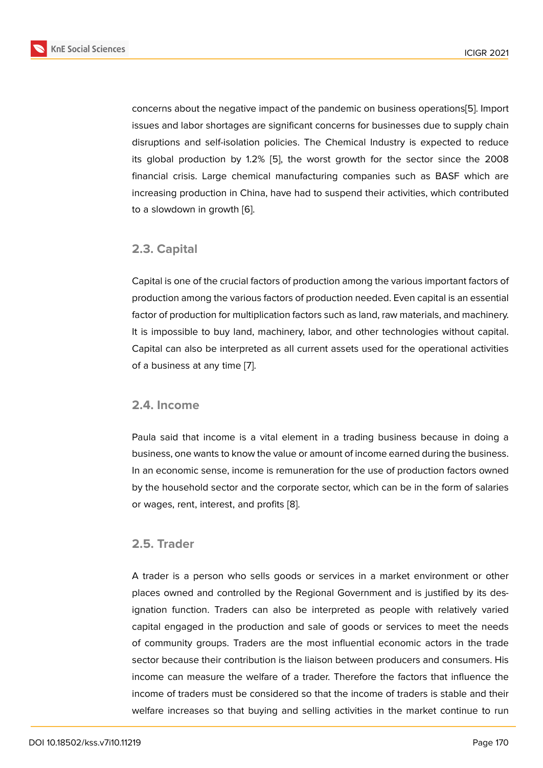concerns about the negative impact of the pandemic on business operations[5]. Import issues and labor shortages are significant concerns for businesses due to supply chain disruptions and self-isolation policies. The Chemical Industry is expected to reduce its global production by 1.2% [5], the worst growth for the sector since the 2008 financial crisis. Large chemical manufacturing companies such as BASF which are increasing production in China, have had to suspend their activities, which contributed to a slowdown in growth [6].

## 2.3. Capital

Capital is one of the crucial factors of production among the various important factors of production among the various factors of production needed. Even capital is an essential factor of production for multiplication factors such as land, raw materials, and machinery. It is impossible to buy land, machinery, labor, and other technologies without capital. Capital can also be interpreted as all current assets used for the operational activities of a business at any time [7].

## 2.4. Income

Paula said that income is a vital element in a trading business because in doing a business, one wants to know the value or amount of income earned during the business. In an economic sense, income is remuneration for the use of production factors owned by the household sector and the corporate sector, which can be in the form of salaries or wages, rent, interest, and profits [8].

## 2.5. Trader

A trader is a person who sells goods or services in a market environment or other places owned and controlled by the Regional Government and is justified by its designation function. Traders can also be interpreted as people with relatively varied capital engaged in the production and sale of goods or services to meet the needs of community groups. Traders are the most influential economic actors in the trade sector because their contribution is the liaison between producers and consumers. His income can measure the welfare of a trader. Therefore the factors that influence the income of traders must be considered so that the income of traders is stable and their welfare increases so that buying and selling activities in the market continue to run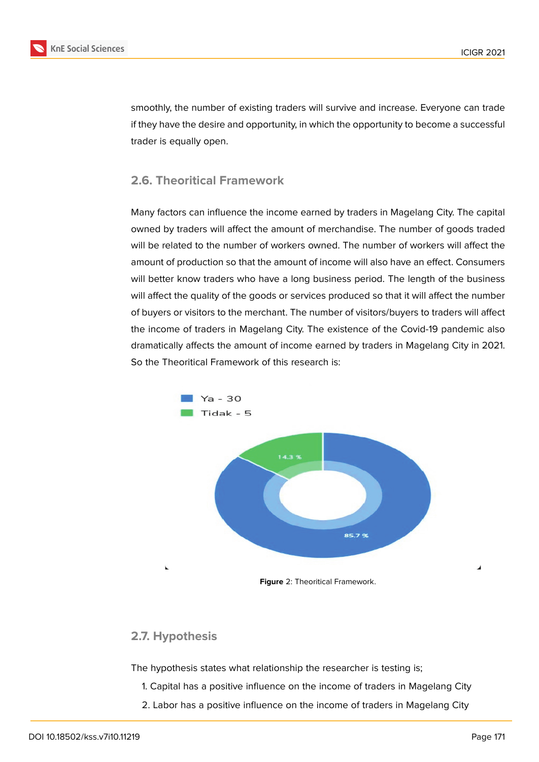smoothly, the number of existing traders will survive and increase. Everyone can trade if they have the desire and opportunity, in which the opportunity to become a successful trader is equally open.

## 2.6. Theoritical Framework

Many factors can influence the income earned by traders in Magelang City. The capital owned by traders will affect the amount of merchandise. The number of goods traded will be related to the number of workers owned. The number of workers will affect the amount of production so that the amount of income will also have an effect. Consumers will better know traders who have a long business period. The length of the business will affect the quality of the goods or services produced so that it will affect the number of buyers or visitors to the merchant. The number of visitors/buyers to traders will affect the income of traders in Magelang City. The existence of the Covid-19 pandemic also dramatically affects the amount of income earned by traders in Magelang City in 2021. So the Theoritical Framework of this research is:

Ya - 30
Tidak - 5

14.3 %
85.7 %

**Figure** 2: Theoritical Framework.

## 2.7. Hypothesis

The hypothesis states what relationship the researcher is testing is;

1. Capital has a positive influence on the income of traders in Magelang City
2. Labor has a positive influence on the income of traders in Magelang City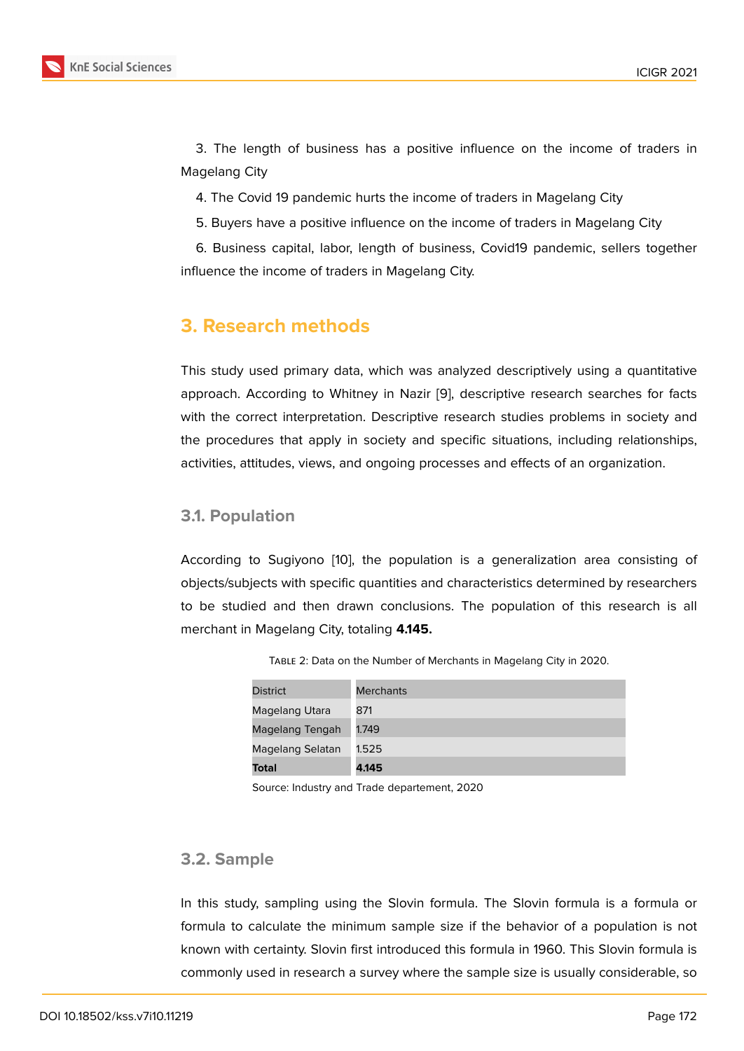3. The length of business has a positive influence on the income of traders in Magelang City

4. The Covid 19 pandemic hurts the income of traders in Magelang City

5. Buyers have a positive influence on the income of traders in Magelang City

6. Business capital, labor, length of business, Covid19 pandemic, sellers together influence the income of traders in Magelang City.

## 3. Research methods

This study used primary data, which was analyzed descriptively using a quantitative approach. According to Whitney in Nazir [9], descriptive research searches for facts with the correct interpretation. Descriptive research studies problems in society and the procedures that apply in society and specific situations, including relationships, activities, attitudes, views, and ongoing processes and effects of an organization.

### 3.1. Population

According to Sugiyono [10], the population is a generalization area consisting of objects/subjects with specific quantities and characteristics determined by researchers to be studied and then drawn conclusions. The population of this research is all merchant in Magelang City, totaling **4.145.**

Table 2: Data on the Number of Merchants in Magelang City in 2020.

| District | Merchants |
|---|---|
| Magelang Utara | 871 |
| Magelang Tengah | 1.749 |
| Magelang Selatan | 1.525 |
| **Total** | **4.145** |

Source: Industry and Trade departement, 2020

### 3.2. Sample

In this study, sampling using the Slovin formula. The Slovin formula is a formula or formula to calculate the minimum sample size if the behavior of a population is not known with certainty. Slovin first introduced this formula in 1960. This Slovin formula is commonly used in research a survey where the sample size is usually considerable, so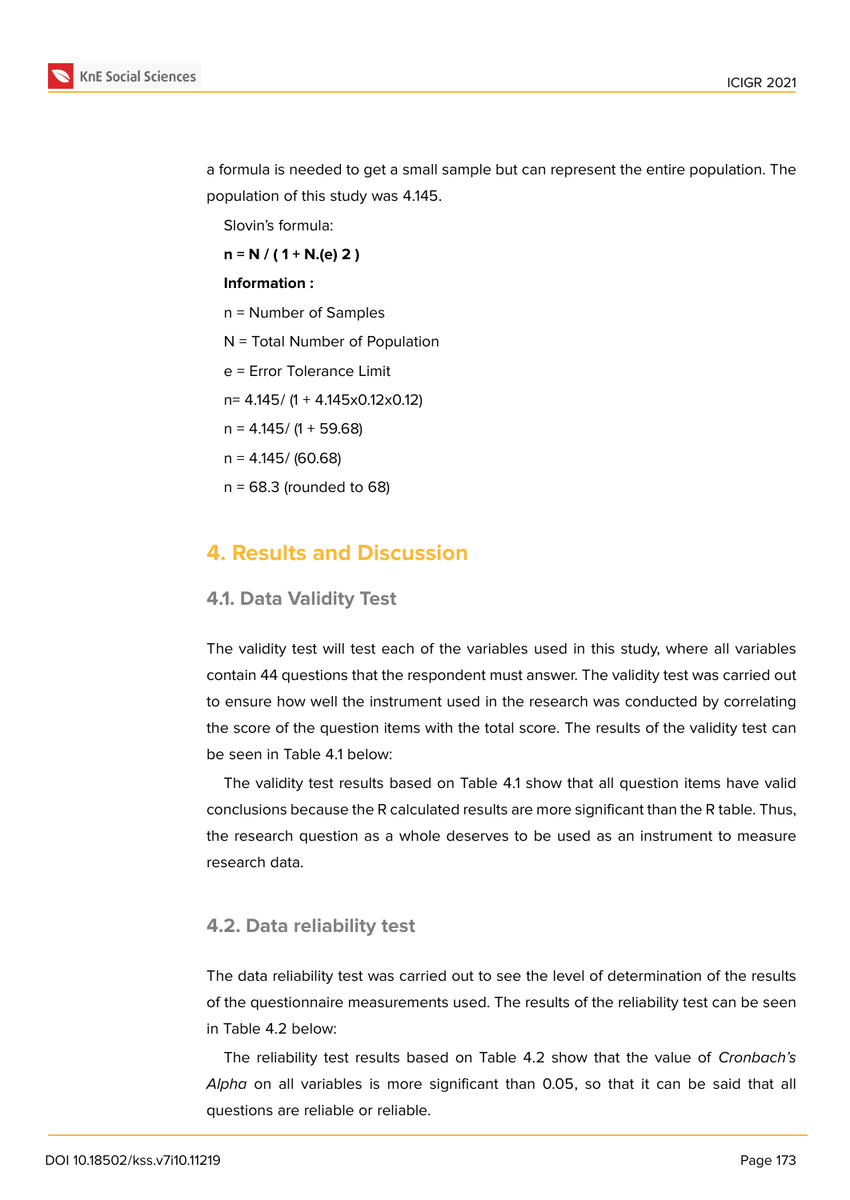a formula is needed to get a small sample but can represent the entire population. The population of this study was 4.145.

Slovin's formula:

**n = N / ( 1 + N.(e) 2 )**

**Information :**

n = Number of Samples

N = Total Number of Population

e = Error Tolerance Limit

n= 4.145/ (1 + 4.145x0.12x0.12)

n = 4.145/ (1 + 59.68)

n = 4.145/ (60.68)

n = 68.3 (rounded to 68)

# 4. Results and Discussion

## 4.1. Data Validity Test

The validity test will test each of the variables used in this study, where all variables contain 44 questions that the respondent must answer. The validity test was carried out to ensure how well the instrument used in the research was conducted by correlating the score of the question items with the total score. The results of the validity test can be seen in Table 4.1 below:

The validity test results based on Table 4.1 show that all question items have valid conclusions because the R calculated results are more significant than the R table. Thus, the research question as a whole deserves to be used as an instrument to measure research data.

## 4.2. Data reliability test

The data reliability test was carried out to see the level of determination of the results of the questionnaire measurements used. The results of the reliability test can be seen in Table 4.2 below:

The reliability test results based on Table 4.2 show that the value of *Cronbach's Alpha* on all variables is more significant than 0.05, so that it can be said that all questions are reliable or reliable.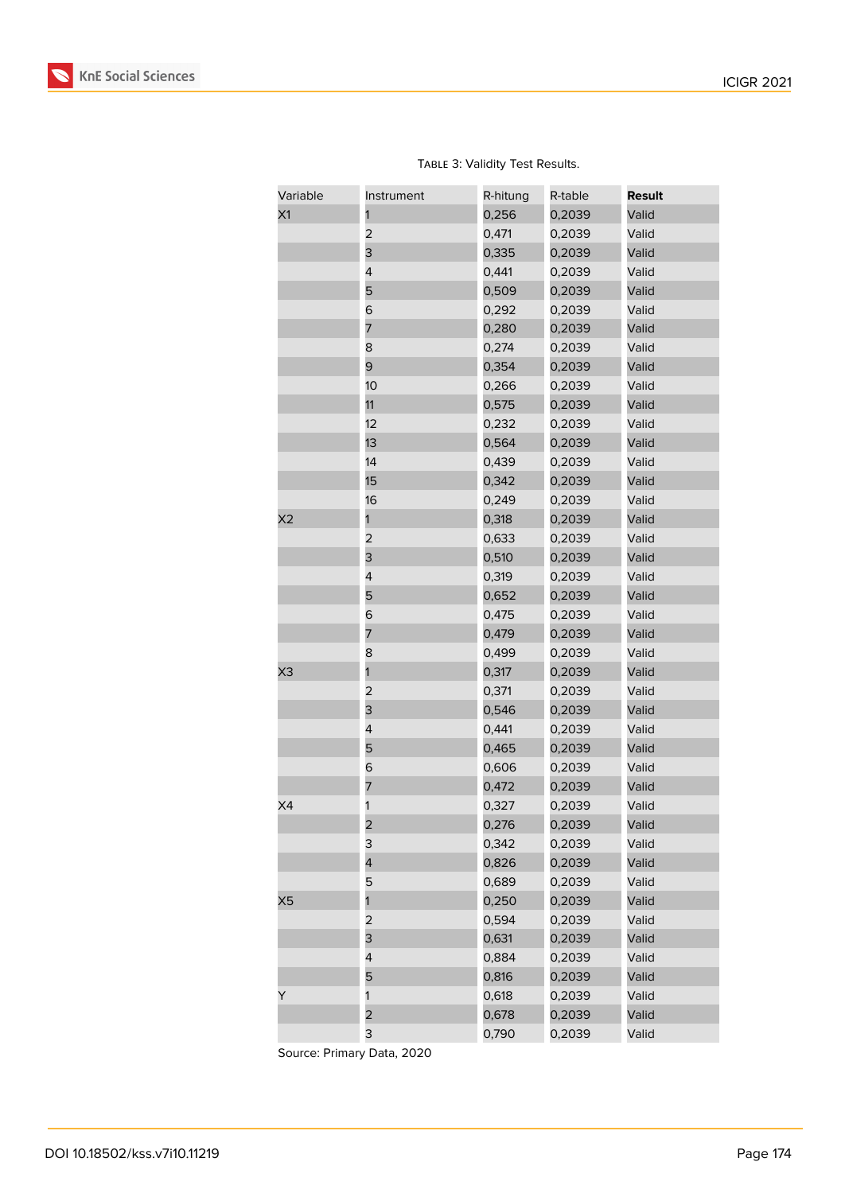Table 3: Validity Test Results.

| Variable | Instrument | R-hitung | R-table | **Result** |
|---|---|---|---|---|
| X1 | 1 | 0,256 | 0,2039 | Valid |
| | 2 | 0,471 | 0,2039 | Valid |
| | 3 | 0,335 | 0,2039 | Valid |
| | 4 | 0,441 | 0,2039 | Valid |
| | 5 | 0,509 | 0,2039 | Valid |
| | 6 | 0,292 | 0,2039 | Valid |
| | 7 | 0,280 | 0,2039 | Valid |
| | 8 | 0,274 | 0,2039 | Valid |
| | 9 | 0,354 | 0,2039 | Valid |
| | 10 | 0,266 | 0,2039 | Valid |
| | 11 | 0,575 | 0,2039 | Valid |
| | 12 | 0,232 | 0,2039 | Valid |
| | 13 | 0,564 | 0,2039 | Valid |
| | 14 | 0,439 | 0,2039 | Valid |
| | 15 | 0,342 | 0,2039 | Valid |
| | 16 | 0,249 | 0,2039 | Valid |
| X2 | 1 | 0,318 | 0,2039 | Valid |
| | 2 | 0,633 | 0,2039 | Valid |
| | 3 | 0,510 | 0,2039 | Valid |
| | 4 | 0,319 | 0,2039 | Valid |
| | 5 | 0,652 | 0,2039 | Valid |
| | 6 | 0,475 | 0,2039 | Valid |
| | 7 | 0,479 | 0,2039 | Valid |
| | 8 | 0,499 | 0,2039 | Valid |
| X3 | 1 | 0,317 | 0,2039 | Valid |
| | 2 | 0,371 | 0,2039 | Valid |
| | 3 | 0,546 | 0,2039 | Valid |
| | 4 | 0,441 | 0,2039 | Valid |
| | 5 | 0,465 | 0,2039 | Valid |
| | 6 | 0,606 | 0,2039 | Valid |
| | 7 | 0,472 | 0,2039 | Valid |
| X4 | 1 | 0,327 | 0,2039 | Valid |
| | 2 | 0,276 | 0,2039 | Valid |
| | 3 | 0,342 | 0,2039 | Valid |
| | 4 | 0,826 | 0,2039 | Valid |
| | 5 | 0,689 | 0,2039 | Valid |
| X5 | 1 | 0,250 | 0,2039 | Valid |
| | 2 | 0,594 | 0,2039 | Valid |
| | 3 | 0,631 | 0,2039 | Valid |
| | 4 | 0,884 | 0,2039 | Valid |
| | 5 | 0,816 | 0,2039 | Valid |
| Y | 1 | 0,618 | 0,2039 | Valid |
| | 2 | 0,678 | 0,2039 | Valid |
| | 3 | 0,790 | 0,2039 | Valid |

Source: Primary Data, 2020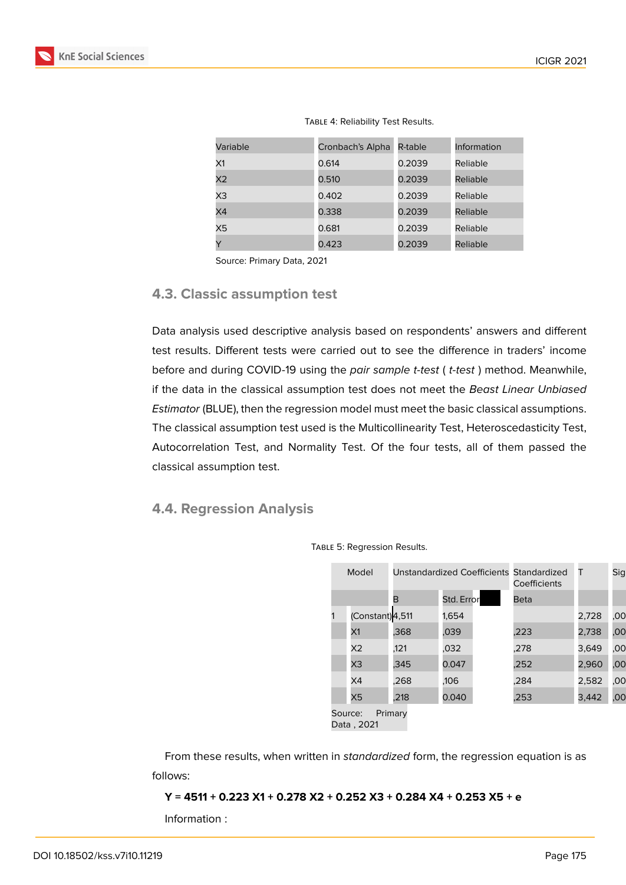Table 4: Reliability Test Results.

| Variable | Cronbach's Alpha | R-table | Information |
|---|---|---|---|
| X1 | 0.614 | 0.2039 | Reliable |
| X2 | 0.510 | 0.2039 | Reliable |
| X3 | 0.402 | 0.2039 | Reliable |
| X4 | 0.338 | 0.2039 | Reliable |
| X5 | 0.681 | 0.2039 | Reliable |
| Y | 0.423 | 0.2039 | Reliable |

Source: Primary Data, 2021

### 4.3. Classic assumption test

Data analysis used descriptive analysis based on respondents' answers and different test results. Different tests were carried out to see the difference in traders' income before and during COVID-19 using the *pair sample t-test* ( *t-test* ) method. Meanwhile, if the data in the classical assumption test does not meet the *Beast Linear Unbiased Estimator* (BLUE), then the regression model must meet the basic classical assumptions. The classical assumption test used is the Multicollinearity Test, Heteroscedasticity Test, Autocorrelation Test, and Normality Test. Of the four tests, all of them passed the classical assumption test.

### 4.4. Regression Analysis

Table 5: Regression Results.

| Model | | Unstandardized Coefficients | | | Standardized Coefficients | T | Sig |
|---|---|---|---|---|---|---|---|
| | | B | Std. Error | | Beta | | |
| 1 | (Constant) | 4,511 | 1,654 | | | 2,728 | ,00 |
| | X1 | ,368 | ,039 | | ,223 | 2,738 | ,00 |
| | X2 | ,121 | ,032 | | ,278 | 3,649 | ,00 |
| | X3 | ,345 | 0.047 | | ,252 | 2,960 | ,00 |
| | X4 | ,268 | ,106 | | ,284 | 2,582 | ,00 |
| | X5 | ,218 | 0.040 | | ,253 | 3,442 | ,00 |

Source: Primary Data , 2021

From these results, when written in *standardized* form, the regression equation is as follows:

**Y = 4511 + 0.223 X1 + 0.278 X2 + 0.252 X3 + 0.284 X4 + 0.253 X5 + e**

Information :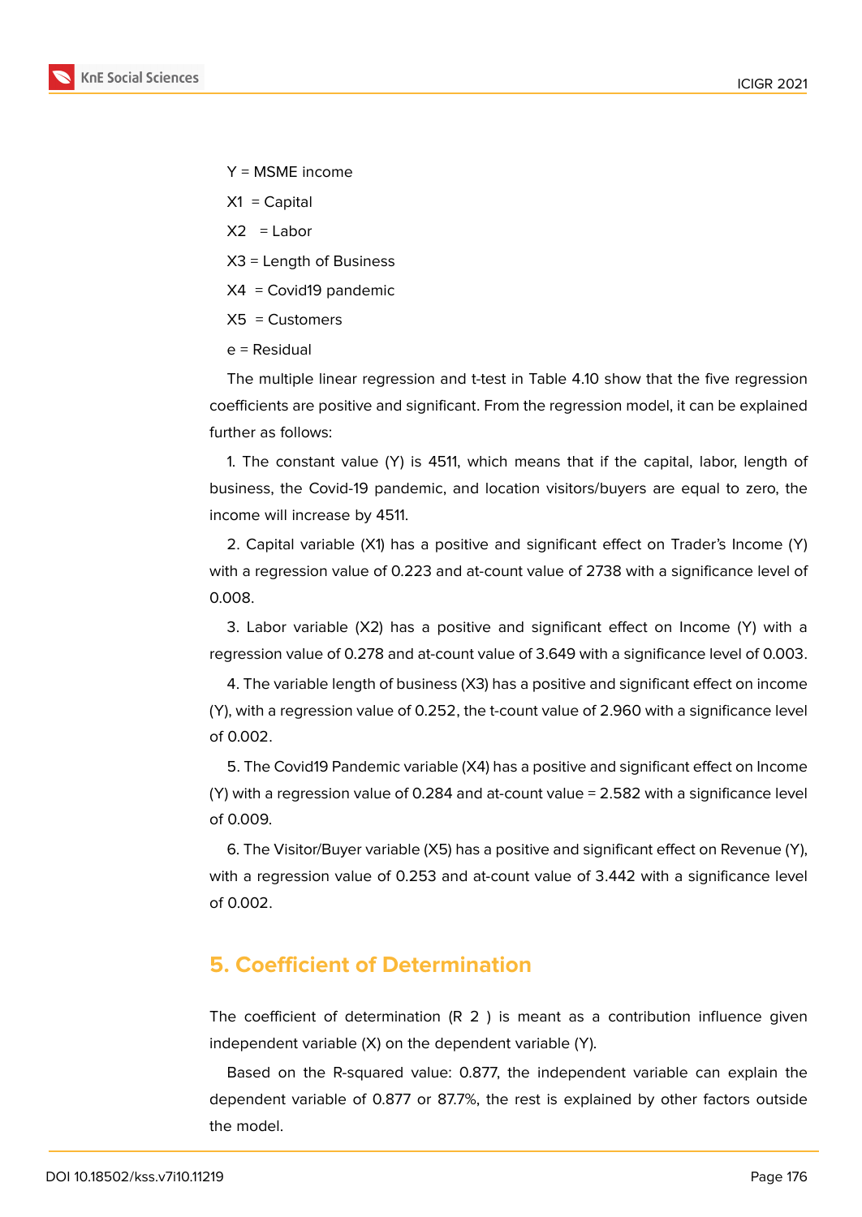Y = MSME income

X1 = Capital

X2 = Labor

X3 = Length of Business

X4 = Covid19 pandemic

X5 = Customers

e = Residual

The multiple linear regression and t-test in Table 4.10 show that the five regression coefficients are positive and significant. From the regression model, it can be explained further as follows:

1. The constant value (Y) is 4511, which means that if the capital, labor, length of business, the Covid-19 pandemic, and location visitors/buyers are equal to zero, the income will increase by 4511.

2. Capital variable (X1) has a positive and significant effect on Trader's Income (Y) with a regression value of 0.223 and at-count value of 2738 with a significance level of 0.008.

3. Labor variable (X2) has a positive and significant effect on Income (Y) with a regression value of 0.278 and at-count value of 3.649 with a significance level of 0.003.

4. The variable length of business (X3) has a positive and significant effect on income (Y), with a regression value of 0.252, the t-count value of 2.960 with a significance level of 0.002.

5. The Covid19 Pandemic variable (X4) has a positive and significant effect on Income (Y) with a regression value of 0.284 and at-count value = 2.582 with a significance level of 0.009.

6. The Visitor/Buyer variable (X5) has a positive and significant effect on Revenue (Y), with a regression value of 0.253 and at-count value of 3.442 with a significance level of 0.002.

## 5. Coefficient of Determination

The coefficient of determination ($R^2$) is meant as a contribution influence given independent variable (X) on the dependent variable (Y).

Based on the R-squared value: 0.877, the independent variable can explain the dependent variable of 0.877 or 87.7%, the rest is explained by other factors outside the model.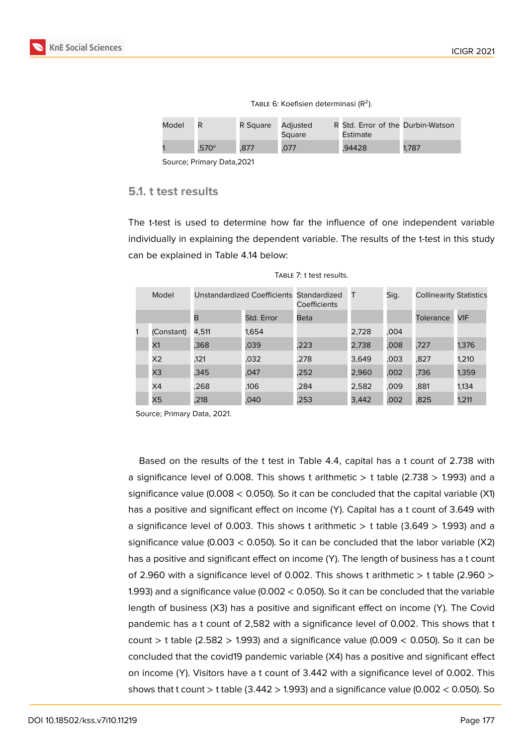Table 6: Koefisien determinasi ($R^2$).

| Model | R | R Square | Adjusted R Square | Std. Error of the Estimate | Durbin-Watson |
|---|---|---|---|---|---|
| 1 | ,570[a] | ,877 | ,077 | ,94428 | 1,787 |

Source; Primary Data,2021

### 5.1. t test results

The t-test is used to determine how far the influence of one independent variable individually in explaining the dependent variable. The results of the t-test in this study can be explained in Table 4.14 below:

Table 7: t test results.

| | Model | Unstandardized Coefficients | | Standardized Coefficients | T | Sig. | Collinearity Statistics | |
|---|---|---|---|---|---|---|---|---|
| | | B | Std. Error | Beta | | | Tolerance | VIF |
| 1 | (Constant) | 4,511 | 1,654 | | 2,728 | ,004 | | |
| | X1 | ,368 | ,039 | ,223 | 2,738 | ,008 | ,727 | 1,376 |
| | X2 | ,121 | ,032 | ,278 | 3,649 | ,003 | ,827 | 1,210 |
| | X3 | ,345 | ,047 | ,252 | 2,960 | ,002 | ,736 | 1,359 |
| | X4 | ,268 | ,106 | ,284 | 2,582 | ,009 | ,881 | 1,134 |
| | X5 | ,218 | ,040 | ,253 | 3,442 | ,002 | ,825 | 1,211 |

Source; Primary Data, 2021.

Based on the results of the t test in Table 4.4, capital has a t count of 2.738 with a significance level of 0.008. This shows t arithmetic > t table (2.738 > 1.993) and a significance value (0.008 < 0.050). So it can be concluded that the capital variable (X1) has a positive and significant effect on income (Y). Capital has a t count of 3.649 with a significance level of 0.003. This shows t arithmetic > t table (3.649 > 1.993) and a significance value (0.003 < 0.050). So it can be concluded that the labor variable (X2) has a positive and significant effect on income (Y). The length of business has a t count of 2.960 with a significance level of 0.002. This shows t arithmetic > t table (2.960 > 1.993) and a significance value (0.002 < 0.050). So it can be concluded that the variable length of business (X3) has a positive and significant effect on income (Y). The Covid pandemic has a t count of 2,582 with a significance level of 0.002. This shows that t count > t table (2.582 > 1.993) and a significance value (0.009 < 0.050). So it can be concluded that the covid19 pandemic variable (X4) has a positive and significant effect on income (Y). Visitors have a t count of 3.442 with a significance level of 0.002. This shows that t count > t table (3.442 > 1.993) and a significance value (0.002 < 0.050). So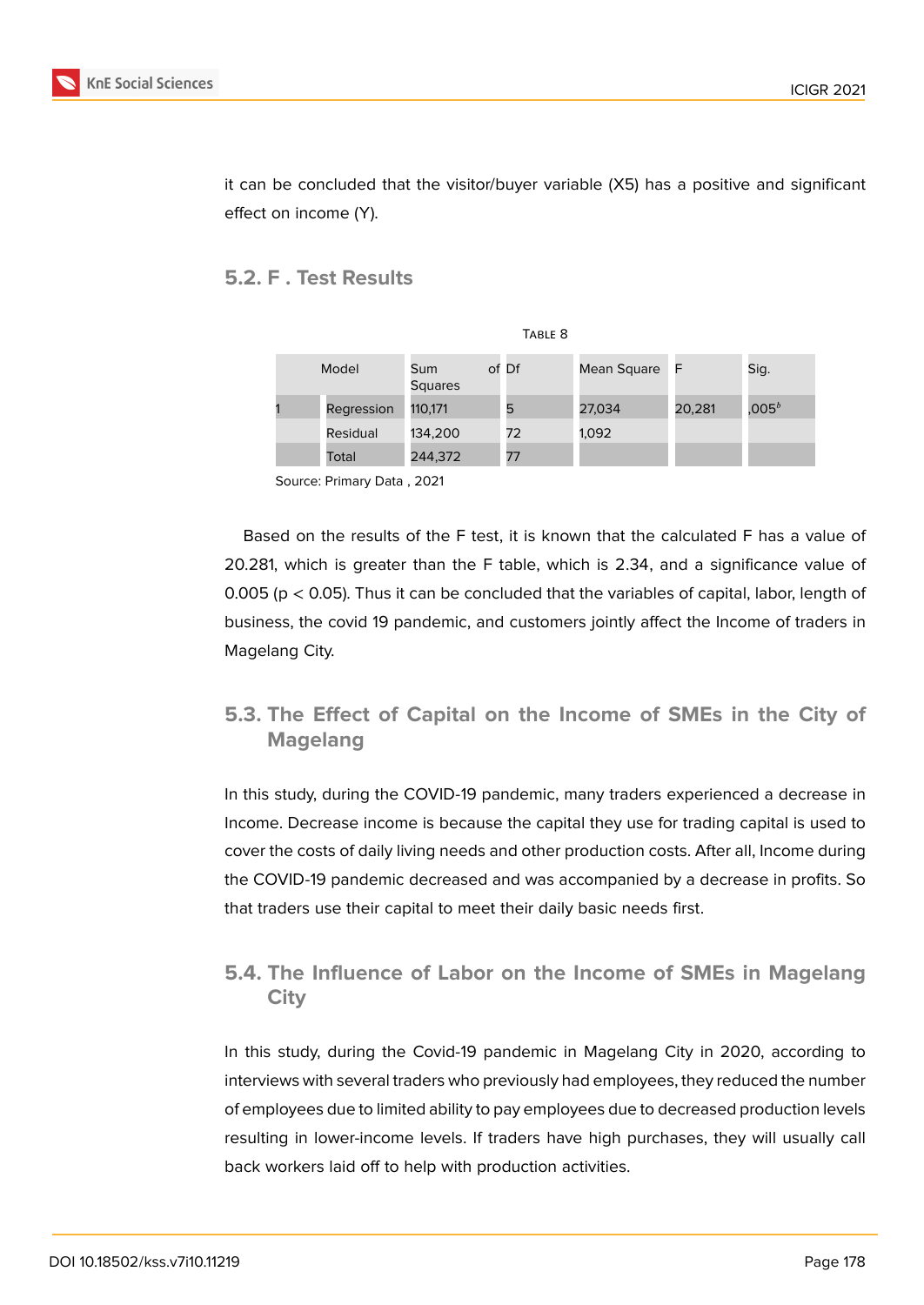it can be concluded that the visitor/buyer variable (X5) has a positive and significant effect on income (Y).

## 5.2. F . Test Results

Table 8

| Model | | Sum of Squares | Df | Mean Square | F | Sig. |
|---|---|---|---|---|---|---|
| 1 | Regression | 110,171 | 5 | 27,034 | 20,281 | ,005[b] |
| | Residual | 134,200 | 72 | 1,092 | | |
| | Total | 244,372 | 77 | | | |

Source: Primary Data , 2021

Based on the results of the F test, it is known that the calculated F has a value of 20.281, which is greater than the F table, which is 2.34, and a significance value of 0.005 ($p < 0.05$). Thus it can be concluded that the variables of capital, labor, length of business, the covid 19 pandemic, and customers jointly affect the Income of traders in Magelang City.

## 5.3. The Effect of Capital on the Income of SMEs in the City of Magelang

In this study, during the COVID-19 pandemic, many traders experienced a decrease in Income. Decrease income is because the capital they use for trading capital is used to cover the costs of daily living needs and other production costs. After all, Income during the COVID-19 pandemic decreased and was accompanied by a decrease in profits. So that traders use their capital to meet their daily basic needs first.

## 5.4. The Influence of Labor on the Income of SMEs in Magelang City

In this study, during the Covid-19 pandemic in Magelang City in 2020, according to interviews with several traders who previously had employees, they reduced the number of employees due to limited ability to pay employees due to decreased production levels resulting in lower-income levels. If traders have high purchases, they will usually call back workers laid off to help with production activities.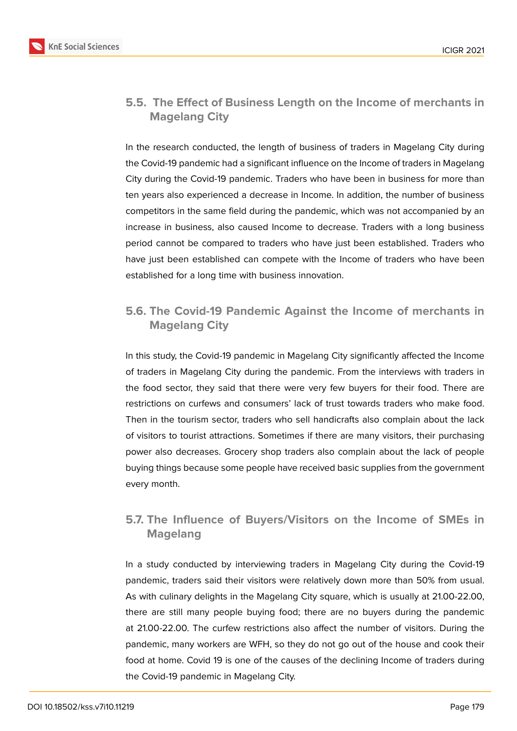## 5.5. The Effect of Business Length on the Income of merchants in Magelang City

In the research conducted, the length of business of traders in Magelang City during the Covid-19 pandemic had a significant influence on the Income of traders in Magelang City during the Covid-19 pandemic. Traders who have been in business for more than ten years also experienced a decrease in Income. In addition, the number of business competitors in the same field during the pandemic, which was not accompanied by an increase in business, also caused Income to decrease. Traders with a long business period cannot be compared to traders who have just been established. Traders who have just been established can compete with the Income of traders who have been established for a long time with business innovation.

## 5.6. The Covid-19 Pandemic Against the Income of merchants in Magelang City

In this study, the Covid-19 pandemic in Magelang City significantly affected the Income of traders in Magelang City during the pandemic. From the interviews with traders in the food sector, they said that there were very few buyers for their food. There are restrictions on curfews and consumers' lack of trust towards traders who make food. Then in the tourism sector, traders who sell handicrafts also complain about the lack of visitors to tourist attractions. Sometimes if there are many visitors, their purchasing power also decreases. Grocery shop traders also complain about the lack of people buying things because some people have received basic supplies from the government every month.

## 5.7. The Influence of Buyers/Visitors on the Income of SMEs in Magelang

In a study conducted by interviewing traders in Magelang City during the Covid-19 pandemic, traders said their visitors were relatively down more than 50% from usual. As with culinary delights in the Magelang City square, which is usually at 21.00-22.00, there are still many people buying food; there are no buyers during the pandemic at 21.00-22.00. The curfew restrictions also affect the number of visitors. During the pandemic, many workers are WFH, so they do not go out of the house and cook their food at home. Covid 19 is one of the causes of the declining Income of traders during the Covid-19 pandemic in Magelang City.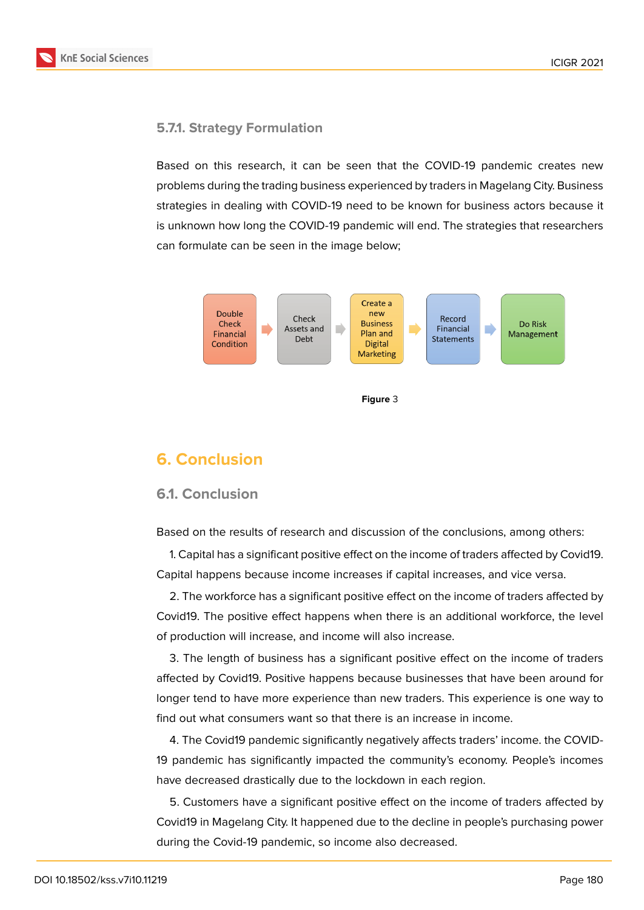### 5.7.1. Strategy Formulation

Based on this research, it can be seen that the COVID-19 pandemic creates new problems during the trading business experienced by traders in Magelang City. Business strategies in dealing with COVID-19 need to be known for business actors because it is unknown how long the COVID-19 pandemic will end. The strategies that researchers can formulate can be seen in the image below;

Double Check Financial Condition → Check Assets and Debt → Create a new Business Plan and Digital Marketing → Record Financial Statements → Do Risk Management

**Figure** 3

# 6. Conclusion

## 6.1. Conclusion

Based on the results of research and discussion of the conclusions, among others:

1. Capital has a significant positive effect on the income of traders affected by Covid19. Capital happens because income increases if capital increases, and vice versa.

2. The workforce has a significant positive effect on the income of traders affected by Covid19. The positive effect happens when there is an additional workforce, the level of production will increase, and income will also increase.

3. The length of business has a significant positive effect on the income of traders affected by Covid19. Positive happens because businesses that have been around for longer tend to have more experience than new traders. This experience is one way to find out what consumers want so that there is an increase in income.

4. The Covid19 pandemic significantly negatively affects traders' income. the COVID-19 pandemic has significantly impacted the community's economy. People's incomes have decreased drastically due to the lockdown in each region.

5. Customers have a significant positive effect on the income of traders affected by Covid19 in Magelang City. It happened due to the decline in people's purchasing power during the Covid-19 pandemic, so income also decreased.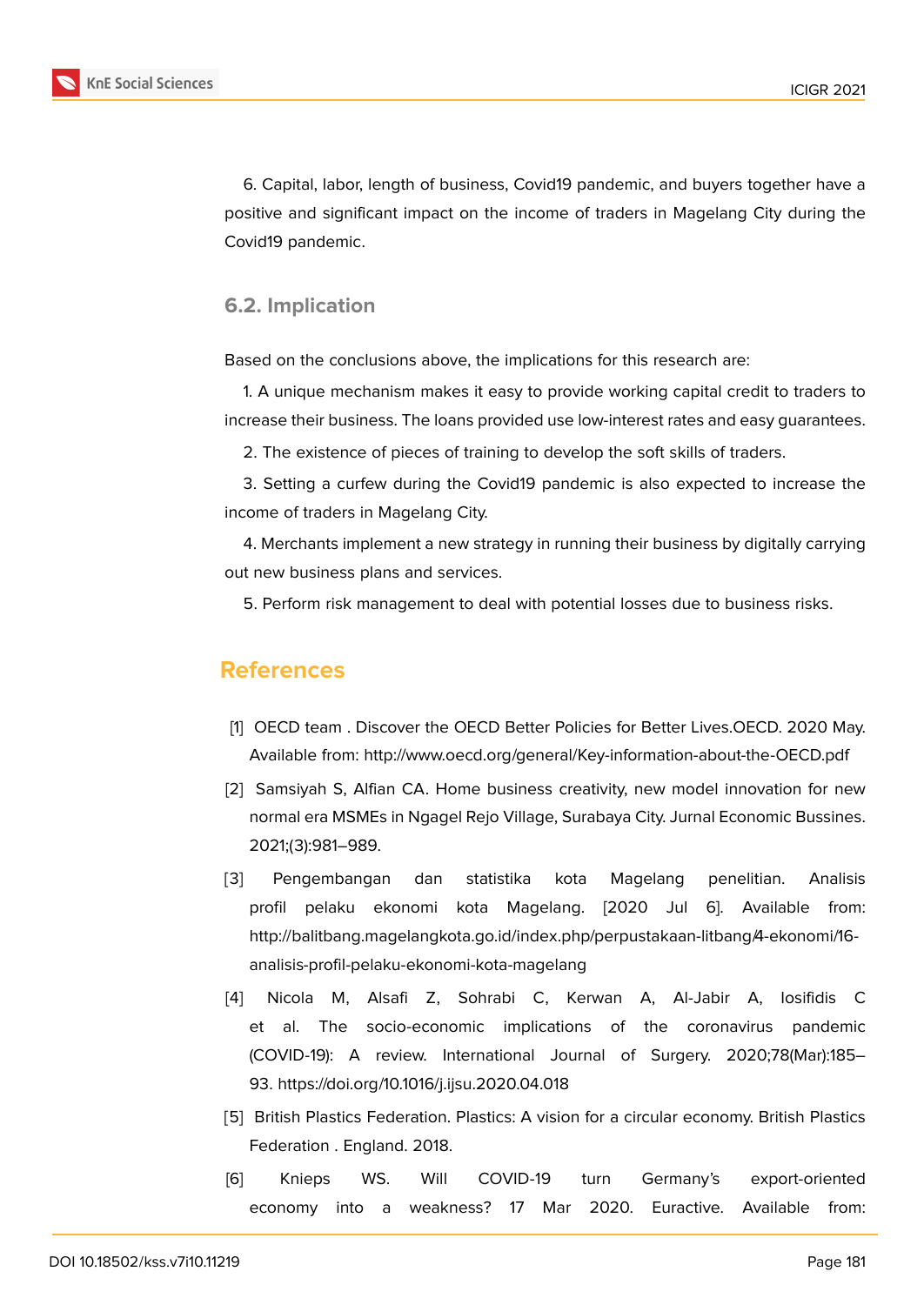6. Capital, labor, length of business, Covid19 pandemic, and buyers together have a positive and significant impact on the income of traders in Magelang City during the Covid19 pandemic.

### 6.2. Implication

Based on the conclusions above, the implications for this research are:

1. A unique mechanism makes it easy to provide working capital credit to traders to increase their business. The loans provided use low-interest rates and easy guarantees.

2. The existence of pieces of training to develop the soft skills of traders.

3. Setting a curfew during the Covid19 pandemic is also expected to increase the income of traders in Magelang City.

4. Merchants implement a new strategy in running their business by digitally carrying out new business plans and services.

5. Perform risk management to deal with potential losses due to business risks.

## References

[1] OECD team . Discover the OECD Better Policies for Better Lives.OECD. 2020 May. Available from: http://www.oecd.org/general/Key-information-about-the-OECD.pdf

[2] Samsiyah S, Alfian CA. Home business creativity, new model innovation for new normal era MSMEs in Ngagel Rejo Village, Surabaya City. Jurnal Economic Bussines. 2021;(3):981–989.

[3] Pengembangan dan statistika kota Magelang penelitian. Analisis profil pelaku ekonomi kota Magelang. [2020 Jul 6]. Available from: http://balitbang.magelangkota.go.id/index.php/perpustakaan-litbang/4-ekonomi/16-analisis-profil-pelaku-ekonomi-kota-magelang

[4] Nicola M, Alsafi Z, Sohrabi C, Kerwan A, Al-Jabir A, Iosifidis C et al. The socio-economic implications of the coronavirus pandemic (COVID-19): A review. International Journal of Surgery. 2020;78(Mar):185–93. https://doi.org/10.1016/j.ijsu.2020.04.018

[5] British Plastics Federation. Plastics: A vision for a circular economy. British Plastics Federation . England. 2018.

[6] Knieps WS. Will COVID-19 turn Germany's export-oriented economy into a weakness? 17 Mar 2020. Euractive. Available from: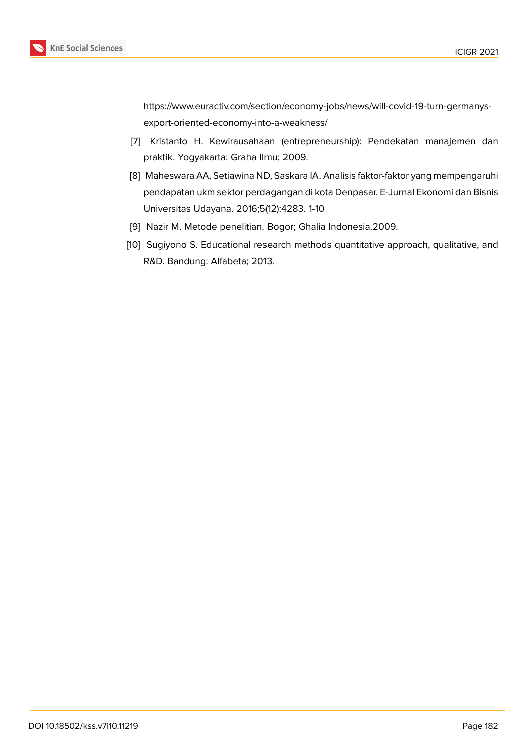https://www.euractiv.com/section/economy-jobs/news/will-covid-19-turn-germanys-export-oriented-economy-into-a-weakness/

[7] Kristanto H. Kewirausahaan (entrepreneurship): Pendekatan manajemen dan praktik. Yogyakarta: Graha Ilmu; 2009.

[8] Maheswara AA, Setiawina ND, Saskara IA. Analisis faktor-faktor yang mempengaruhi pendapatan ukm sektor perdagangan di kota Denpasar. E-Jurnal Ekonomi dan Bisnis Universitas Udayana. 2016;5(12):4283. 1-10

[9] Nazir M. Metode penelitian. Bogor; Ghalia Indonesia.2009.

[10] Sugiyono S. Educational research methods quantitative approach, qualitative, and R&D. Bandung: Alfabeta; 2013.